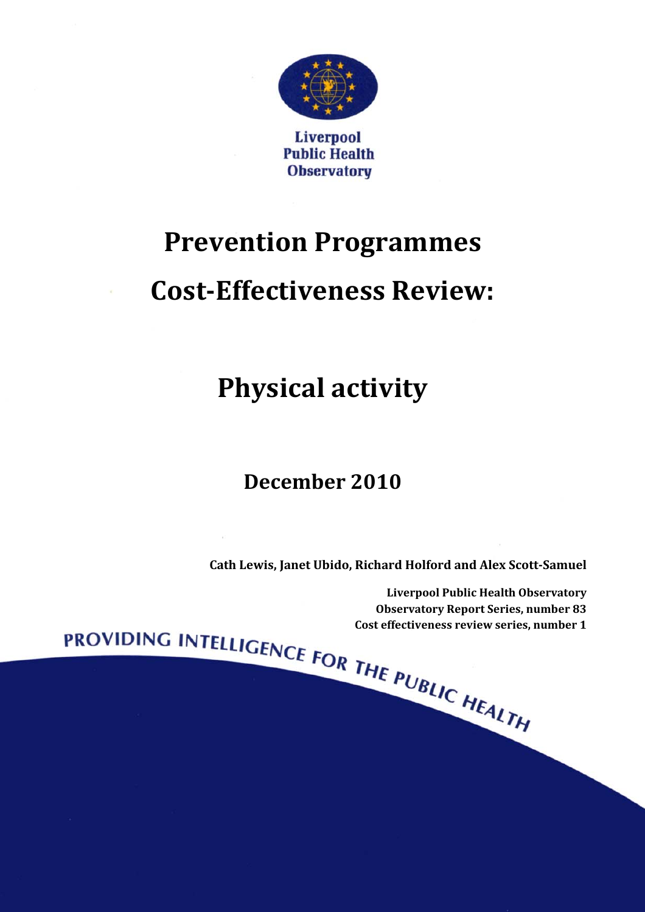Liverpool Public Health Observatory

# Prevention Programmes Cost-Effectiveness Review:

# Physical activity

## December 2010

**Cath Lewis, Janet Ubido, Richard Holford and Alex Scott-Samuel**

**Liverpool Public Health Observatory**
**Observatory Report Series, number 83**
**Cost effectiveness review series, number 1**

PROVIDING INTELLIGENCE FOR THE PUBLIC HEALTH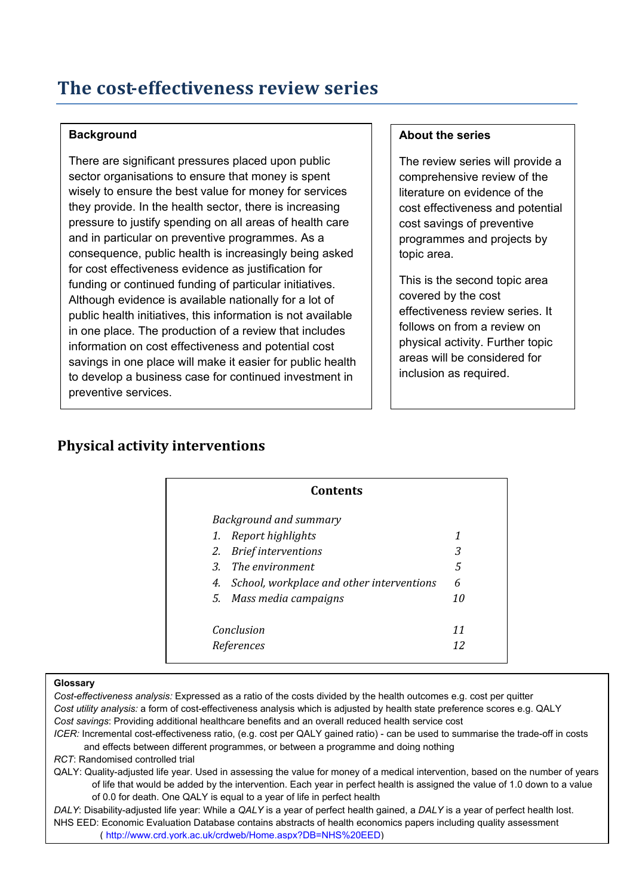# The cost-effectiveness review series

**Background**

There are significant pressures placed upon public sector organisations to ensure that money is spent wisely to ensure the best value for money for services they provide. In the health sector, there is increasing pressure to justify spending on all areas of health care and in particular on preventive programmes. As a consequence, public health is increasingly being asked for cost effectiveness evidence as justification for funding or continued funding of particular initiatives. Although evidence is available nationally for a lot of public health initiatives, this information is not available in one place. The production of a review that includes information on cost effectiveness and potential cost savings in one place will make it easier for public health to develop a business case for continued investment in preventive services.

**About the series**

The review series will provide a comprehensive review of the literature on evidence of the cost effectiveness and potential cost savings of preventive programmes and projects by topic area.

This is the second topic area covered by the cost effectiveness review series. It follows on from a review on physical activity. Further topic areas will be considered for inclusion as required.

## Physical activity interventions

**Contents**

| | |
|---|---|
| *Background and summary* | |
| *1. Report highlights* | *1* |
| *2. Brief interventions* | *3* |
| *3. The environment* | *5* |
| *4. School, workplace and other interventions* | *6* |
| *5. Mass media campaigns* | *10* |
| *Conclusion* | *11* |
| *References* | *12* |

**Glossary**

*Cost-effectiveness analysis:* Expressed as a ratio of the costs divided by the health outcomes e.g. cost per quitter

*Cost utility analysis:* a form of cost-effectiveness analysis which is adjusted by health state preference scores e.g. QALY

*Cost savings*: Providing additional healthcare benefits and an overall reduced health service cost

*ICER:* Incremental cost-effectiveness ratio, (e.g. cost per QALY gained ratio) - can be used to summarise the trade-off in costs and effects between different programmes, or between a programme and doing nothing

*RCT*: Randomised controlled trial

QALY: Quality-adjusted life year. Used in assessing the value for money of a medical intervention, based on the number of years of life that would be added by the intervention. Each year in perfect health is assigned the value of 1.0 down to a value of 0.0 for death. One QALY is equal to a year of life in perfect health

*DALY*: Disability-adjusted life year: While a *QALY* is a year of perfect health gained, a *DALY* is a year of perfect health lost.

NHS EED: Economic Evaluation Database contains abstracts of health economics papers including quality assessment ( http://www.crd.york.ac.uk/crdweb/Home.aspx?DB=NHS%20EED)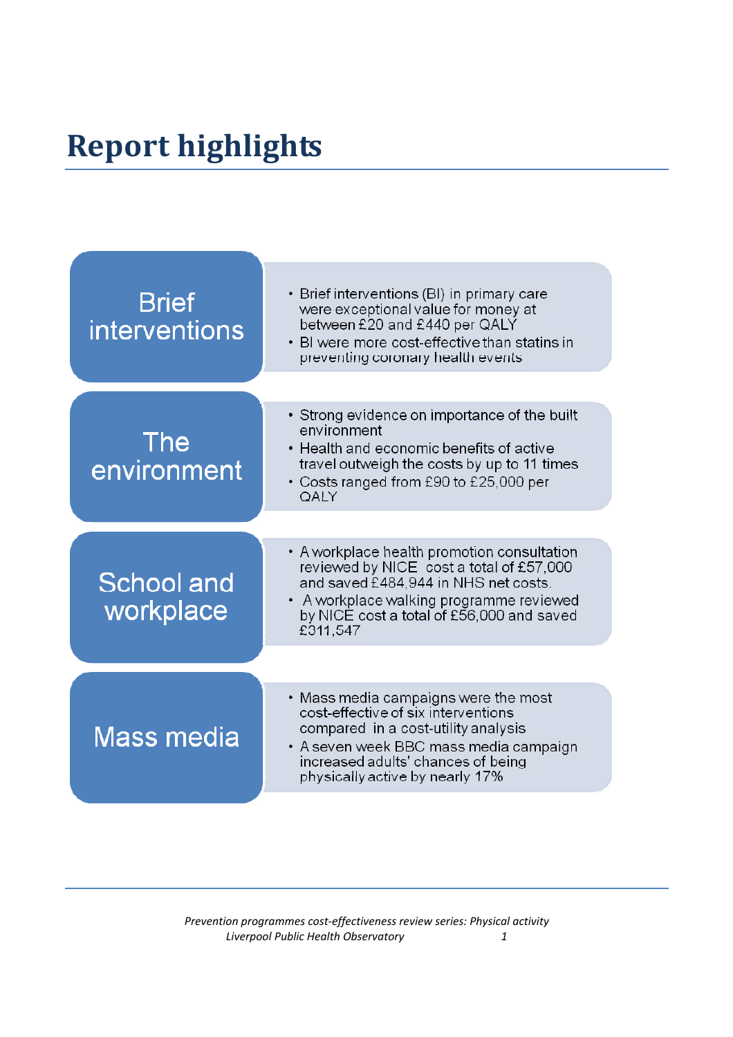# Report highlights

## Brief interventions

- Brief interventions (BI) in primary care were exceptional value for money at between £20 and £440 per QALY
- BI were more cost-effective than statins in preventing coronary health events

## The environment

- Strong evidence on importance of the built environment
- Health and economic benefits of active travel outweigh the costs by up to 11 times
- Costs ranged from £90 to £25,000 per QALY

## School and workplace

- A workplace health promotion consultation reviewed by NICE cost a total of £57,000 and saved £484,944 in NHS net costs.
- A workplace walking programme reviewed by NICE cost a total of £56,000 and saved £311,547

## Mass media

- Mass media campaigns were the most cost-effective of six interventions compared in a cost-utility analysis
- A seven week BBC mass media campaign increased adults' chances of being physically active by nearly 17%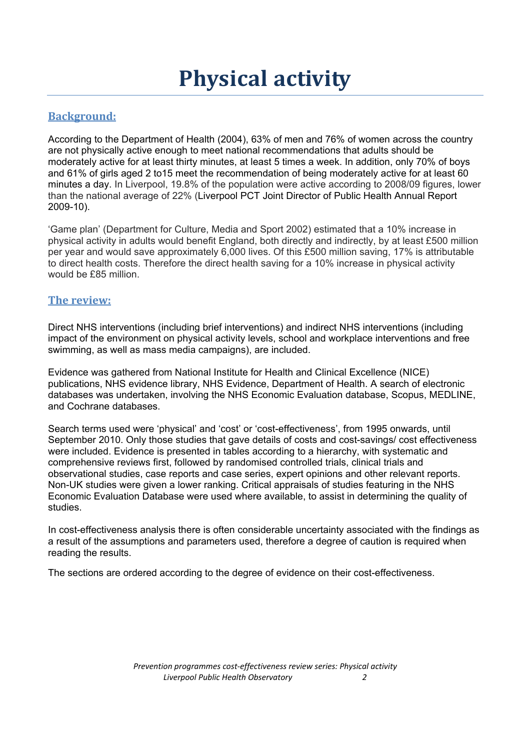# Physical activity

## Background:

According to the Department of Health (2004), 63% of men and 76% of women across the country are not physically active enough to meet national recommendations that adults should be moderately active for at least thirty minutes, at least 5 times a week. In addition, only 70% of boys and 61% of girls aged 2 to15 meet the recommendation of being moderately active for at least 60 minutes a day. In Liverpool, 19.8% of the population were active according to 2008/09 figures, lower than the national average of 22% (Liverpool PCT Joint Director of Public Health Annual Report 2009-10).

'Game plan' (Department for Culture, Media and Sport 2002) estimated that a 10% increase in physical activity in adults would benefit England, both directly and indirectly, by at least £500 million per year and would save approximately 6,000 lives. Of this £500 million saving, 17% is attributable to direct health costs. Therefore the direct health saving for a 10% increase in physical activity would be £85 million.

## The review:

Direct NHS interventions (including brief interventions) and indirect NHS interventions (including impact of the environment on physical activity levels, school and workplace interventions and free swimming, as well as mass media campaigns), are included.

Evidence was gathered from National Institute for Health and Clinical Excellence (NICE) publications, NHS evidence library, NHS Evidence, Department of Health. A search of electronic databases was undertaken, involving the NHS Economic Evaluation database, Scopus, MEDLINE, and Cochrane databases.

Search terms used were 'physical' and 'cost' or 'cost-effectiveness', from 1995 onwards, until September 2010. Only those studies that gave details of costs and cost-savings/ cost effectiveness were included. Evidence is presented in tables according to a hierarchy, with systematic and comprehensive reviews first, followed by randomised controlled trials, clinical trials and observational studies, case reports and case series, expert opinions and other relevant reports. Non-UK studies were given a lower ranking. Critical appraisals of studies featuring in the NHS Economic Evaluation Database were used where available, to assist in determining the quality of studies.

In cost-effectiveness analysis there is often considerable uncertainty associated with the findings as a result of the assumptions and parameters used, therefore a degree of caution is required when reading the results.

The sections are ordered according to the degree of evidence on their cost-effectiveness.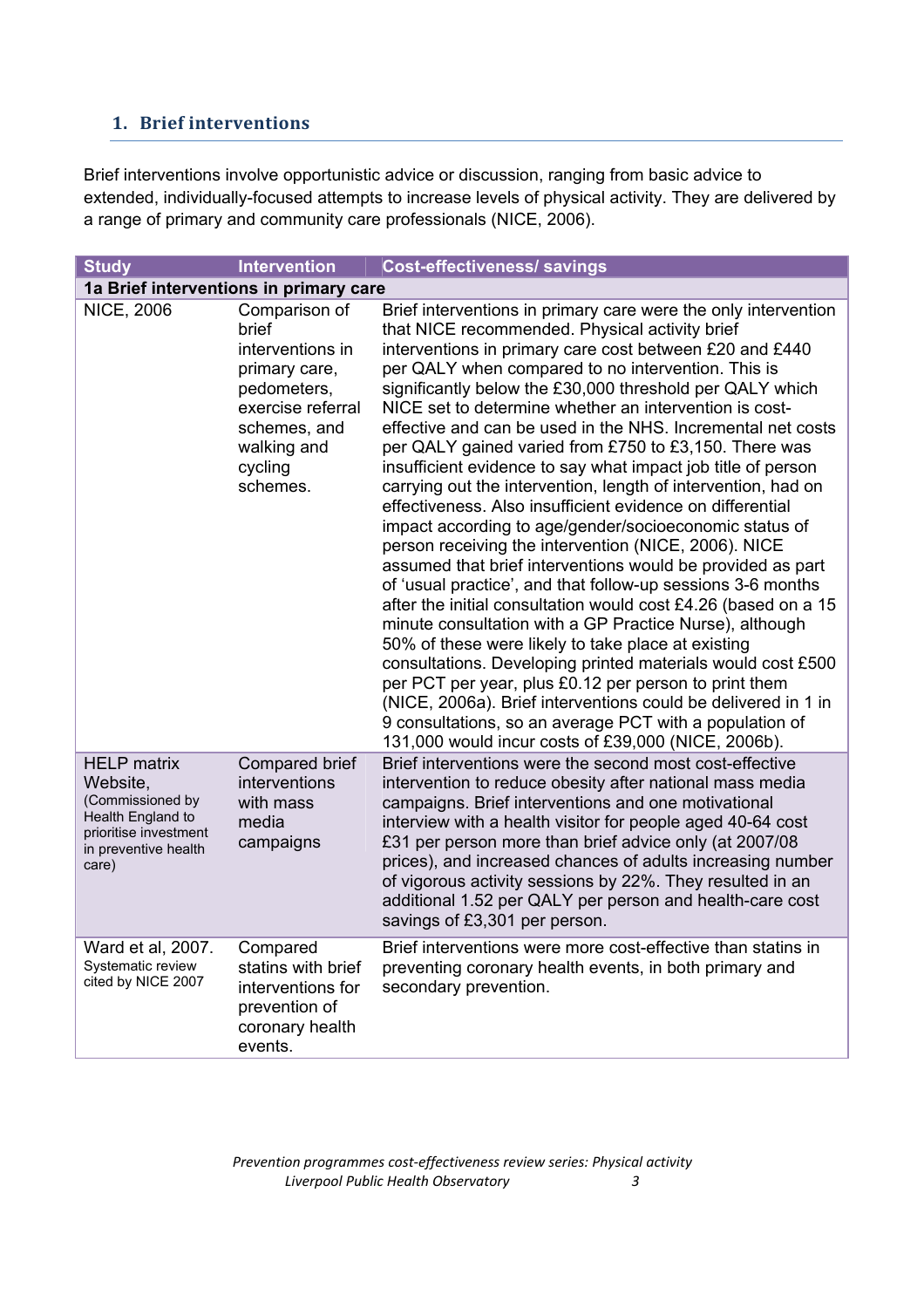## 1. Brief interventions

Brief interventions involve opportunistic advice or discussion, ranging from basic advice to extended, individually-focused attempts to increase levels of physical activity. They are delivered by a range of primary and community care professionals (NICE, 2006).

| Study | Intervention | Cost-effectiveness/ savings |
|---|---|---|
| **1a Brief interventions in primary care** | | |
| NICE, 2006 | Comparison of brief interventions in primary care, pedometers, exercise referral schemes, and walking and cycling schemes. | Brief interventions in primary care were the only intervention that NICE recommended. Physical activity brief interventions in primary care cost between £20 and £440 per QALY when compared to no intervention. This is significantly below the £30,000 threshold per QALY which NICE set to determine whether an intervention is cost-effective and can be used in the NHS. Incremental net costs per QALY gained varied from £750 to £3,150. There was insufficient evidence to say what impact job title of person carrying out the intervention, length of intervention, had on effectiveness. Also insufficient evidence on differential impact according to age/gender/socioeconomic status of person receiving the intervention (NICE, 2006). NICE assumed that brief interventions would be provided as part of 'usual practice', and that follow-up sessions 3-6 months after the initial consultation would cost £4.26 (based on a 15 minute consultation with a GP Practice Nurse), although 50% of these were likely to take place at existing consultations. Developing printed materials would cost £500 per PCT per year, plus £0.12 per person to print them (NICE, 2006a). Brief interventions could be delivered in 1 in 9 consultations, so an average PCT with a population of 131,000 would incur costs of £39,000 (NICE, 2006b). |
| HELP matrix Website, (Commissioned by Health England to prioritise investment in preventive health care) | Compared brief interventions with mass media campaigns | Brief interventions were the second most cost-effective intervention to reduce obesity after national mass media campaigns. Brief interventions and one motivational interview with a health visitor for people aged 40-64 cost £31 per person more than brief advice only (at 2007/08 prices), and increased chances of adults increasing number of vigorous activity sessions by 22%. They resulted in an additional 1.52 per QALY per person and health-care cost savings of £3,301 per person. |
| Ward et al, 2007. Systematic review cited by NICE 2007 | Compared statins with brief interventions for prevention of coronary health events. | Brief interventions were more cost-effective than statins in preventing coronary health events, in both primary and secondary prevention. |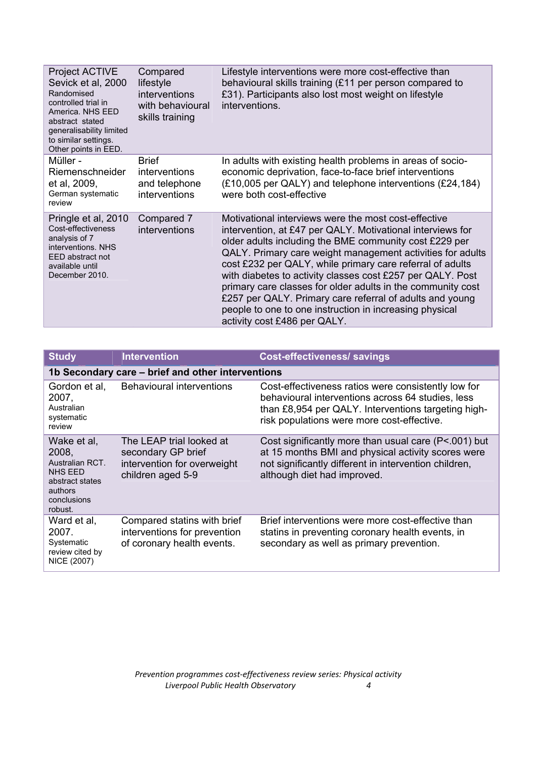| | | |
|---|---|---|
| Project ACTIVE Sevick et al, 2000 Randomised controlled trial in America. NHS EED abstract stated generalisability limited to similar settings. Other points in EED. | Compared lifestyle interventions with behavioural skills training | Lifestyle interventions were more cost-effective than behavioural skills training (£11 per person compared to £31). Participants also lost most weight on lifestyle interventions. |
| Müller - Riemenschneider et al, 2009, German systematic review | Brief interventions and telephone interventions | In adults with existing health problems in areas of socio-economic deprivation, face-to-face brief interventions (£10,005 per QALY) and telephone interventions (£24,184) were both cost-effective |
| Pringle et al, 2010 Cost-effectiveness analysis of 7 interventions. NHS EED abstract not available until December 2010. | Compared 7 interventions | Motivational interviews were the most cost-effective intervention, at £47 per QALY. Motivational interviews for older adults including the BME community cost £229 per QALY. Primary care weight management activities for adults cost £232 per QALY, while primary care referral of adults with diabetes to activity classes cost £257 per QALY. Post primary care classes for older adults in the community cost £257 per QALY. Primary care referral of adults and young people to one to one instruction in increasing physical activity cost £486 per QALY. |

| Study | Intervention | Cost-effectiveness/ savings |
|---|---|---|
| **1b Secondary care – brief and other interventions** | | |
| Gordon et al, 2007, Australian systematic review | Behavioural interventions | Cost-effectiveness ratios were consistently low for behavioural interventions across 64 studies, less than £8,954 per QALY. Interventions targeting high-risk populations were more cost-effective. |
| Wake et al, 2008, Australian RCT. NHS EED abstract states authors conclusions robust. | The LEAP trial looked at secondary GP brief intervention for overweight children aged 5-9 | Cost significantly more than usual care (P<.001) but at 15 months BMI and physical activity scores were not significantly different in intervention children, although diet had improved. |
| Ward et al, 2007. Systematic review cited by NICE (2007) | Compared statins with brief interventions for prevention of coronary health events. | Brief interventions were more cost-effective than statins in preventing coronary health events, in secondary as well as primary prevention. |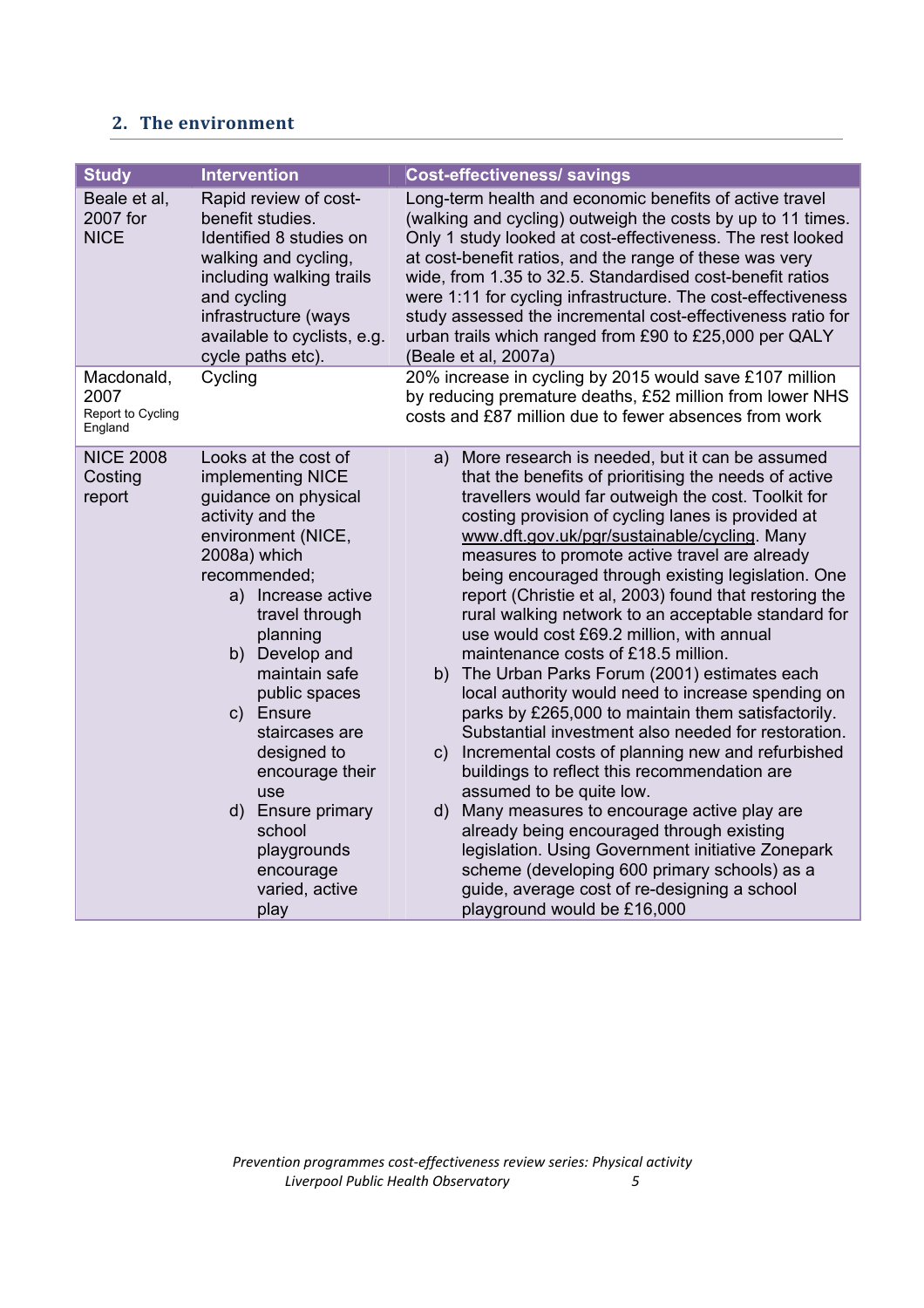## 2. The environment

| Study | Intervention | Cost-effectiveness/ savings |
|---|---|---|
| Beale et al, 2007 for NICE | Rapid review of cost-benefit studies. Identified 8 studies on walking and cycling, including walking trails and cycling infrastructure (ways available to cyclists, e.g. cycle paths etc). | Long-term health and economic benefits of active travel (walking and cycling) outweigh the costs by up to 11 times. Only 1 study looked at cost-effectiveness. The rest looked at cost-benefit ratios, and the range of these was very wide, from 1.35 to 32.5. Standardised cost-benefit ratios were 1:11 for cycling infrastructure. The cost-effectiveness study assessed the incremental cost-effectiveness ratio for urban trails which ranged from £90 to £25,000 per QALY (Beale et al, 2007a) |
| Macdonald, 2007 Report to Cycling England | Cycling | 20% increase in cycling by 2015 would save £107 million by reducing premature deaths, £52 million from lower NHS costs and £87 million due to fewer absences from work |
| NICE 2008 Costing report | Looks at the cost of implementing NICE guidance on physical activity and the environment (NICE, 2008a) which recommended; <br> a) Increase active travel through planning <br> b) Develop and maintain safe public spaces <br> c) Ensure staircases are designed to encourage their use <br> d) Ensure primary school playgrounds encourage varied, active play | a) More research is needed, but it can be assumed that the benefits of prioritising the needs of active travellers would far outweigh the cost. Toolkit for costing provision of cycling lanes is provided at www.dft.gov.uk/pgr/sustainable/cycling. Many measures to promote active travel are already being encouraged through existing legislation. One report (Christie et al, 2003) found that restoring the rural walking network to an acceptable standard for use would cost £69.2 million, with annual maintenance costs of £18.5 million. <br> b) The Urban Parks Forum (2001) estimates each local authority would need to increase spending on parks by £265,000 to maintain them satisfactorily. Substantial investment also needed for restoration. <br> c) Incremental costs of planning new and refurbished buildings to reflect this recommendation are assumed to be quite low. <br> d) Many measures to encourage active play are already being encouraged through existing legislation. Using Government initiative Zonepark scheme (developing 600 primary schools) as a guide, average cost of re-designing a school playground would be £16,000 |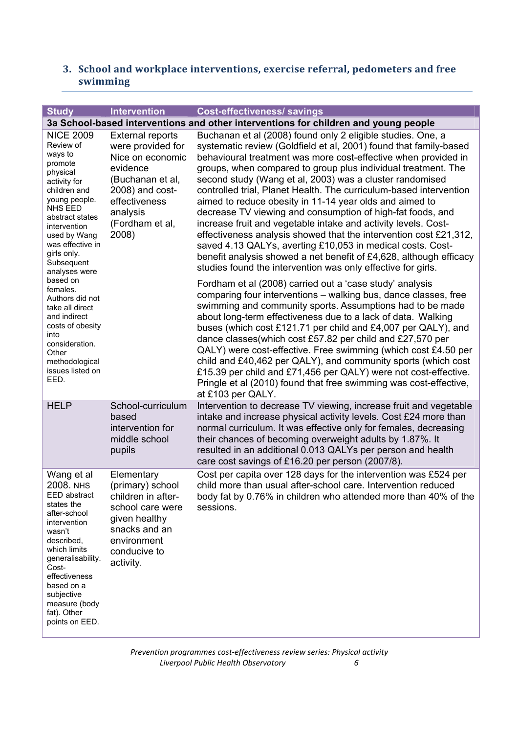## 3. School and workplace interventions, exercise referral, pedometers and free swimming

| Study | Intervention | Cost-effectiveness/ savings |
|---|---|---|
| **3a School-based interventions and other interventions for children and young people** | | |
| NICE 2009 Review of ways to promote physical activity for children and young people. NHS EED abstract states intervention used by Wang was effective in girls only. Subsequent analyses were based on females. Authors did not take all direct and indirect costs of obesity into consideration. Other methodological issues listed on EED. | External reports were provided for Nice on economic evidence (Buchanan et al, 2008) and cost-effectiveness analysis (Fordham et al, 2008) | Buchanan et al (2008) found only 2 eligible studies. One, a systematic review (Goldfield et al, 2001) found that family-based behavioural treatment was more cost-effective when provided in groups, when compared to group plus individual treatment. The second study (Wang et al, 2003) was a cluster randomised controlled trial, Planet Health. The curriculum-based intervention aimed to reduce obesity in 11-14 year olds and aimed to decrease TV viewing and consumption of high-fat foods, and increase fruit and vegetable intake and activity levels. Cost-effectiveness analysis showed that the intervention cost £21,312, saved 4.13 QALYs, averting £10,053 in medical costs. Cost-benefit analysis showed a net benefit of £4,628, although efficacy studies found the intervention was only effective for girls.<br><br>Fordham et al (2008) carried out a 'case study' analysis comparing four interventions – walking bus, dance classes, free swimming and community sports. Assumptions had to be made about long-term effectiveness due to a lack of data. Walking buses (which cost £121.71 per child and £4,007 per QALY), and dance classes(which cost £57.82 per child and £27,570 per QALY) were cost-effective. Free swimming (which cost £4.50 per child and £40,462 per QALY), and community sports (which cost £15.39 per child and £71,456 per QALY) were not cost-effective. Pringle et al (2010) found that free swimming was cost-effective, at £103 per QALY. |
| HELP | School-curriculum based intervention for middle school pupils | Intervention to decrease TV viewing, increase fruit and vegetable intake and increase physical activity levels. Cost £24 more than normal curriculum. It was effective only for females, decreasing their chances of becoming overweight adults by 1.87%. It resulted in an additional 0.013 QALYs per person and health care cost savings of £16.20 per person (2007/8). |
| Wang et al 2008. NHS EED abstract states the after-school intervention wasn't described, which limits generalisability. Cost-effectiveness based on a subjective measure (body fat). Other points on EED. | Elementary (primary) school children in after-school care were given healthy snacks and an environment conducive to activity. | Cost per capita over 128 days for the intervention was £524 per child more than usual after-school care. Intervention reduced body fat by 0.76% in children who attended more than 40% of the sessions. |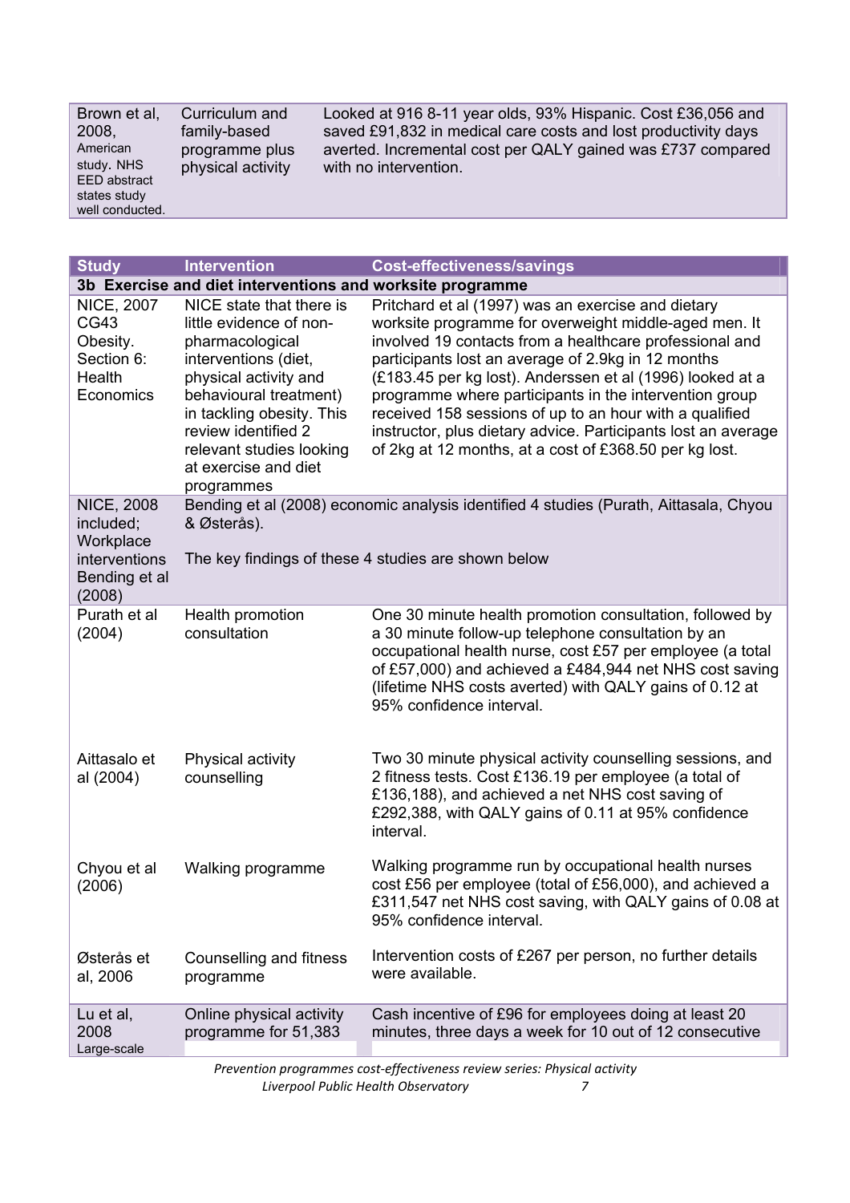| | | |
|---|---|---|
| Brown et al, 2008, American study. NHS EED abstract states study well conducted. | Curriculum and family-based programme plus physical activity | Looked at 916 8-11 year olds, 93% Hispanic. Cost £36,056 and saved £91,832 in medical care costs and lost productivity days averted. Incremental cost per QALY gained was £737 compared with no intervention. |

| Study | Intervention | Cost-effectiveness/savings |
|---|---|---|
| **3b Exercise and diet interventions and worksite programme** | | |
| NICE, 2007 CG43 Obesity. Section 6: Health Economics | NICE state that there is little evidence of non-pharmacological interventions (diet, physical activity and behavioural treatment) in tackling obesity. This review identified 2 relevant studies looking at exercise and diet programmes | Pritchard et al (1997) was an exercise and dietary worksite programme for overweight middle-aged men. It involved 19 contacts from a healthcare professional and participants lost an average of 2.9kg in 12 months (£183.45 per kg lost). Anderssen et al (1996) looked at a programme where participants in the intervention group received 158 sessions of up to an hour with a qualified instructor, plus dietary advice. Participants lost an average of 2kg at 12 months, at a cost of £368.50 per kg lost. |
| NICE, 2008 included; Workplace interventions Bending et al (2008) | Bending et al (2008) economic analysis identified 4 studies (Purath, Aittasala, Chyou & Østerås).<br><br>The key findings of these 4 studies are shown below | |
| Purath et al (2004) | Health promotion consultation | One 30 minute health promotion consultation, followed by a 30 minute follow-up telephone consultation by an occupational health nurse, cost £57 per employee (a total of £57,000) and achieved a £484,944 net NHS cost saving (lifetime NHS costs averted) with QALY gains of 0.12 at 95% confidence interval. |
| Aittasalo et al (2004) | Physical activity counselling | Two 30 minute physical activity counselling sessions, and 2 fitness tests. Cost £136.19 per employee (a total of £136,188), and achieved a net NHS cost saving of £292,388, with QALY gains of 0.11 at 95% confidence interval. |
| Chyou et al (2006) | Walking programme | Walking programme run by occupational health nurses cost £56 per employee (total of £56,000), and achieved a £311,547 net NHS cost saving, with QALY gains of 0.08 at 95% confidence interval. |
| Østerås et al, 2006 | Counselling and fitness programme | Intervention costs of £267 per person, no further details were available. |
| Lu et al, 2008 Large-scale | Online physical activity programme for 51,383 | Cash incentive of £96 for employees doing at least 20 minutes, three days a week for 10 out of 12 consecutive |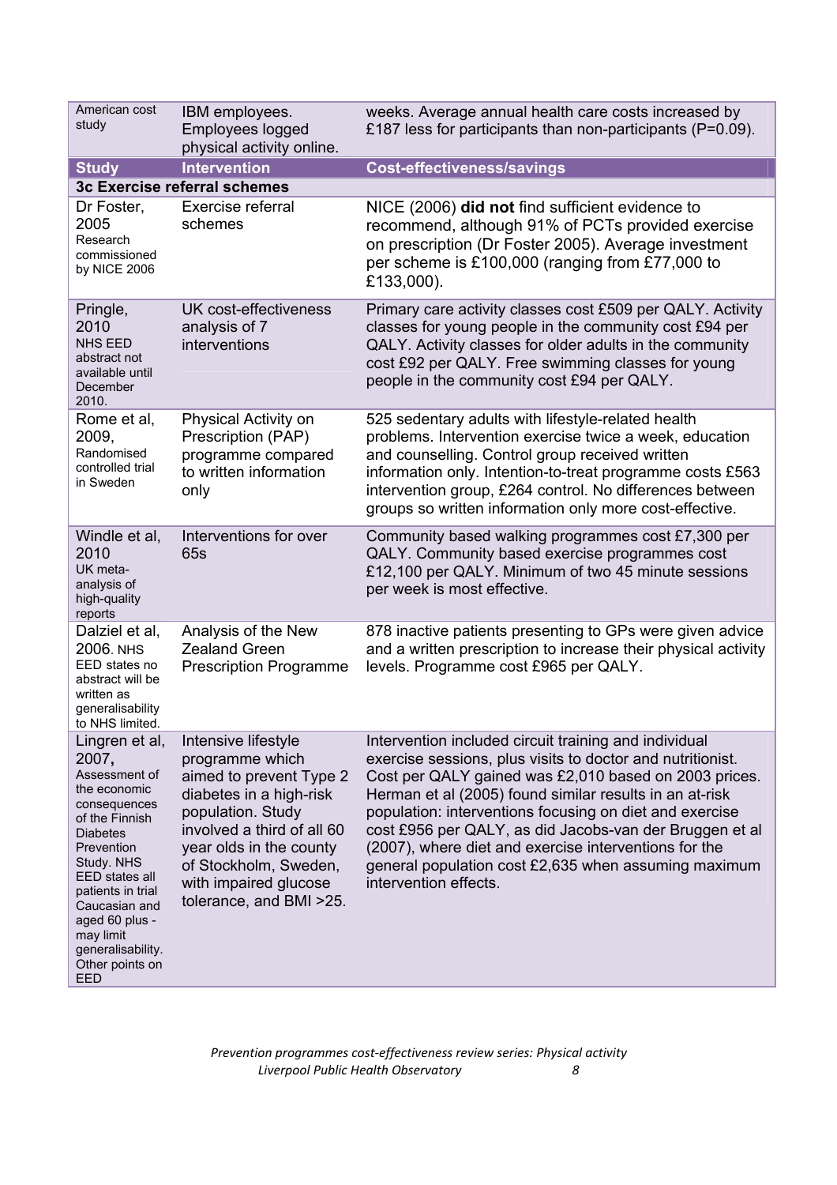| American cost study | IBM employees. Employees logged physical activity online. | weeks. Average annual health care costs increased by £187 less for participants than non-participants (P=0.09). |
|---|---|---|
| **Study** | **Intervention** | **Cost-effectiveness/savings** |
| **3c Exercise referral schemes** | | |
| Dr Foster, 2005 Research commissioned by NICE 2006 | Exercise referral schemes | NICE (2006) **did not** find sufficient evidence to recommend, although 91% of PCTs provided exercise on prescription (Dr Foster 2005). Average investment per scheme is £100,000 (ranging from £77,000 to £133,000). |
| Pringle, 2010 NHS EED abstract not available until December 2010. | UK cost-effectiveness analysis of 7 interventions | Primary care activity classes cost £509 per QALY. Activity classes for young people in the community cost £94 per QALY. Activity classes for older adults in the community cost £92 per QALY. Free swimming classes for young people in the community cost £94 per QALY. |
| Rome et al, 2009, Randomised controlled trial in Sweden | Physical Activity on Prescription (PAP) programme compared to written information only | 525 sedentary adults with lifestyle-related health problems. Intervention exercise twice a week, education and counselling. Control group received written information only. Intention-to-treat programme costs £563 intervention group, £264 control. No differences between groups so written information only more cost-effective. |
| Windle et al, 2010 UK meta-analysis of high-quality reports | Interventions for over 65s | Community based walking programmes cost £7,300 per QALY. Community based exercise programmes cost £12,100 per QALY. Minimum of two 45 minute sessions per week is most effective. |
| Dalziel et al, 2006. NHS EED states no abstract will be written as generalisability to NHS limited. | Analysis of the New Zealand Green Prescription Programme | 878 inactive patients presenting to GPs were given advice and a written prescription to increase their physical activity levels. Programme cost £965 per QALY. |
| Lingren et al, 2007, Assessment of the economic consequences of the Finnish Diabetes Prevention Study. NHS EED states all patients in trial Caucasian and aged 60 plus - may limit generalisability. Other points on EED | Intensive lifestyle programme which aimed to prevent Type 2 diabetes in a high-risk population. Study involved a third of all 60 year olds in the county of Stockholm, Sweden, with impaired glucose tolerance, and BMI >25. | Intervention included circuit training and individual exercise sessions, plus visits to doctor and nutritionist. Cost per QALY gained was £2,010 based on 2003 prices. Herman et al (2005) found similar results in an at-risk population: interventions focusing on diet and exercise cost £956 per QALY, as did Jacobs-van der Bruggen et al (2007), where diet and exercise interventions for the general population cost £2,635 when assuming maximum intervention effects. |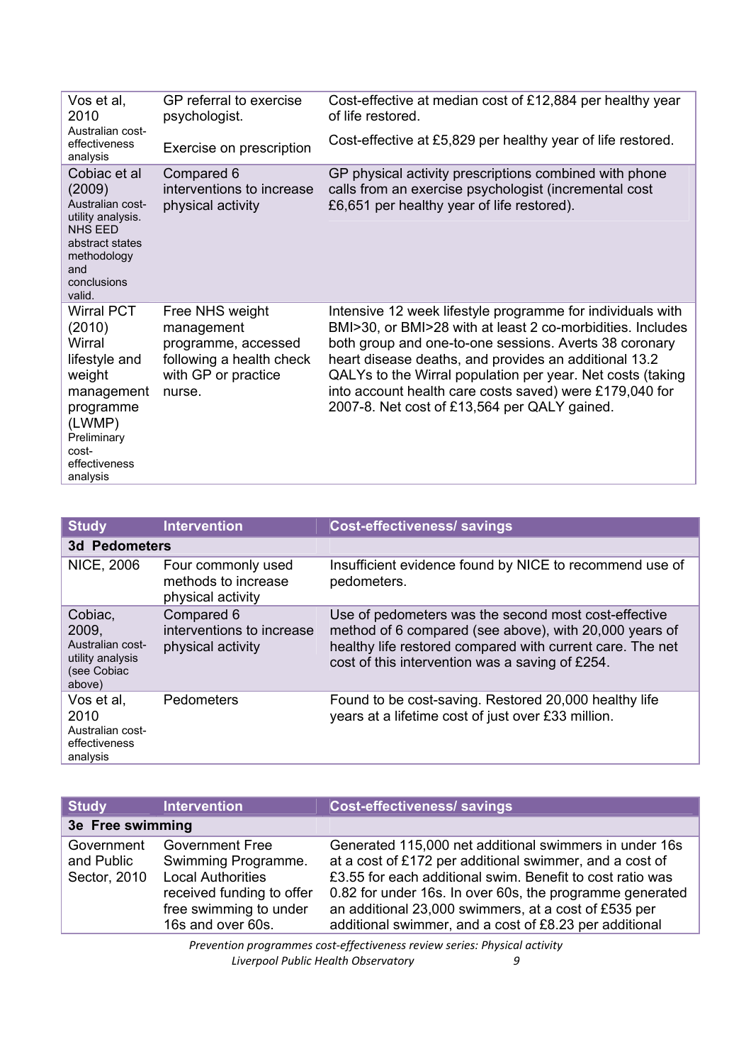| | | |
|---|---|---|
| Vos et al, 2010 Australian cost-effectiveness analysis | GP referral to exercise psychologist. | Cost-effective at median cost of £12,884 per healthy year of life restored. |
| | Exercise on prescription | Cost-effective at £5,829 per healthy year of life restored. |
| Cobiac et al (2009) Australian cost-utility analysis. NHS EED abstract states methodology and conclusions valid. | Compared 6 interventions to increase physical activity | GP physical activity prescriptions combined with phone calls from an exercise psychologist (incremental cost £6,651 per healthy year of life restored). |
| Wirral PCT (2010) Wirral lifestyle and weight management programme (LWMP) Preliminary cost-effectiveness analysis | Free NHS weight management programme, accessed following a health check with GP or practice nurse. | Intensive 12 week lifestyle programme for individuals with BMI>30, or BMI>28 with at least 2 co-morbidities. Includes both group and one-to-one sessions. Averts 38 coronary heart disease deaths, and provides an additional 13.2 QALYs to the Wirral population per year. Net costs (taking into account health care costs saved) were £179,040 for 2007-8. Net cost of £13,564 per QALY gained. |

| Study | Intervention | Cost-effectiveness/ savings |
|---|---|---|
| **3d Pedometers** | | |
| NICE, 2006 | Four commonly used methods to increase physical activity | Insufficient evidence found by NICE to recommend use of pedometers. |
| Cobiac, 2009, Australian cost-utility analysis (see Cobiac above) | Compared 6 interventions to increase physical activity | Use of pedometers was the second most cost-effective method of 6 compared (see above), with 20,000 years of healthy life restored compared with current care. The net cost of this intervention was a saving of £254. |
| Vos et al, 2010 Australian cost-effectiveness analysis | Pedometers | Found to be cost-saving. Restored 20,000 healthy life years at a lifetime cost of just over £33 million. |

| Study | Intervention | Cost-effectiveness/ savings |
|---|---|---|
| **3e Free swimming** | | |
| Government and Public Sector, 2010 | Government Free Swimming Programme. Local Authorities received funding to offer free swimming to under 16s and over 60s. | Generated 115,000 net additional swimmers in under 16s at a cost of £172 per additional swimmer, and a cost of £3.55 for each additional swim. Benefit to cost ratio was 0.82 for under 16s. In over 60s, the programme generated an additional 23,000 swimmers, at a cost of £535 per additional swimmer, and a cost of £8.23 per additional |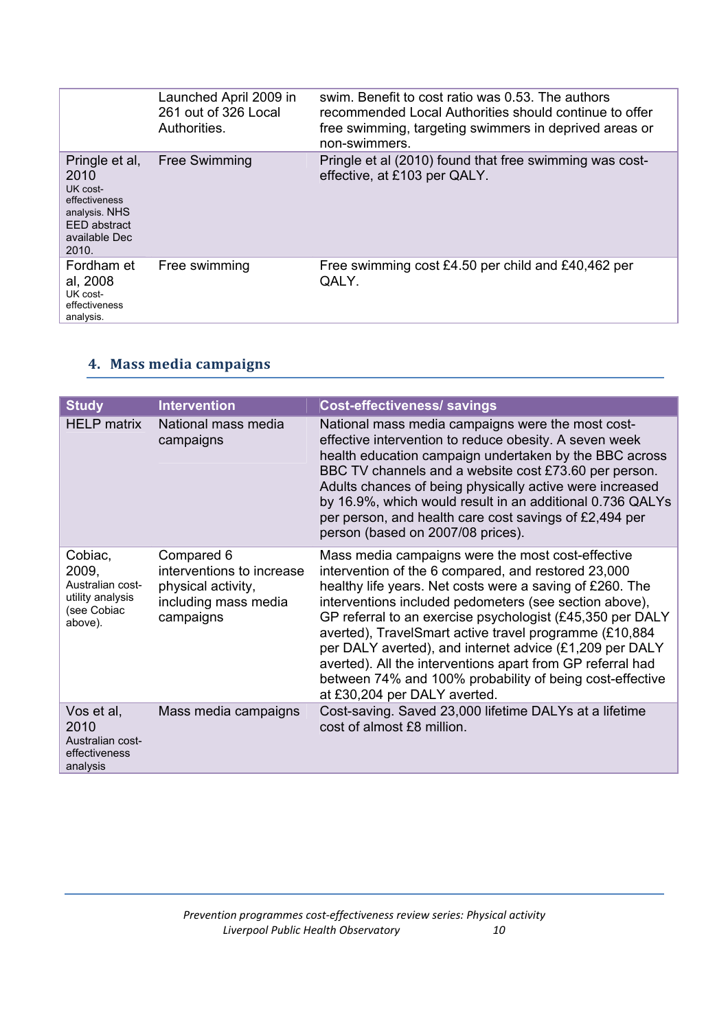| | | |
|---|---|---|
| | Launched April 2009 in 261 out of 326 Local Authorities. | swim. Benefit to cost ratio was 0.53. The authors recommended Local Authorities should continue to offer free swimming, targeting swimmers in deprived areas or non-swimmers. |
| Pringle et al, 2010 UK cost-effectiveness analysis. NHS EED abstract available Dec 2010. | Free Swimming | Pringle et al (2010) found that free swimming was cost-effective, at £103 per QALY. |
| Fordham et al, 2008 UK cost-effectiveness analysis. | Free swimming | Free swimming cost £4.50 per child and £40,462 per QALY. |

## 4. Mass media campaigns

| Study | Intervention | Cost-effectiveness/ savings |
|---|---|---|
| HELP matrix | National mass media campaigns | National mass media campaigns were the most cost-effective intervention to reduce obesity. A seven week health education campaign undertaken by the BBC across BBC TV channels and a website cost £73.60 per person. Adults chances of being physically active were increased by 16.9%, which would result in an additional 0.736 QALYs per person, and health care cost savings of £2,494 per person (based on 2007/08 prices). |
| Cobiac, 2009, Australian cost-utility analysis (see Cobiac above). | Compared 6 interventions to increase physical activity, including mass media campaigns | Mass media campaigns were the most cost-effective intervention of the 6 compared, and restored 23,000 healthy life years. Net costs were a saving of £260. The interventions included pedometers (see section above), GP referral to an exercise psychologist (£45,350 per DALY averted), TravelSmart active travel programme (£10,884 per DALY averted), and internet advice (£1,209 per DALY averted). All the interventions apart from GP referral had between 74% and 100% probability of being cost-effective at £30,204 per DALY averted. |
| Vos et al, 2010 Australian cost-effectiveness analysis | Mass media campaigns | Cost-saving. Saved 23,000 lifetime DALYs at a lifetime cost of almost £8 million. |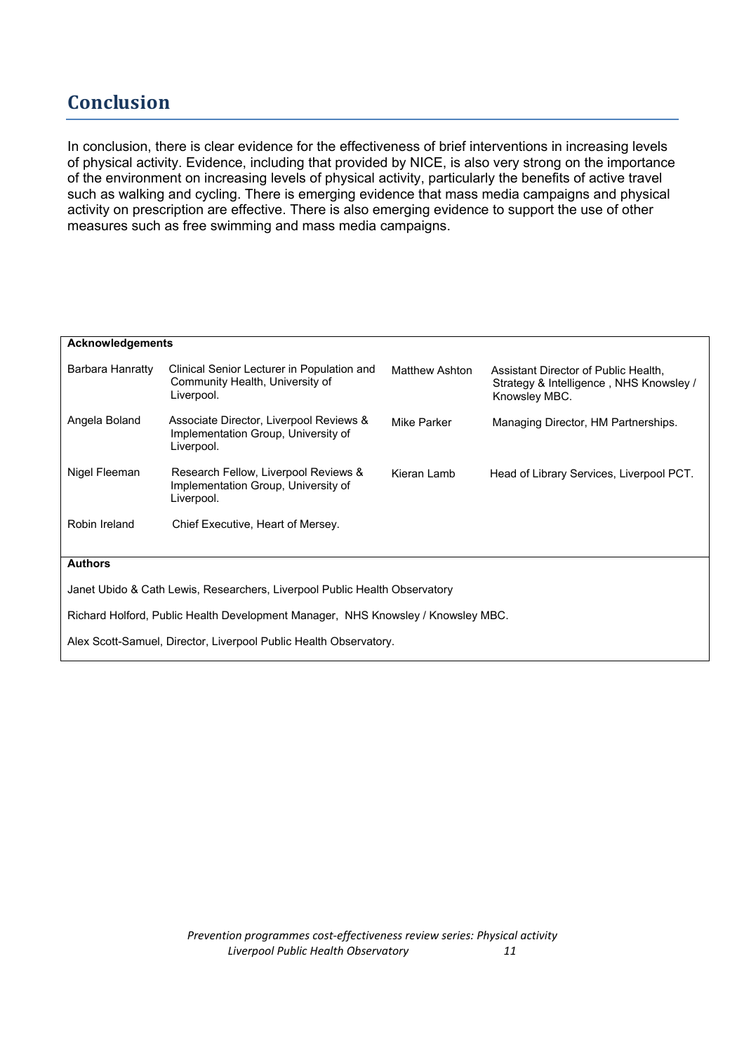## Conclusion

In conclusion, there is clear evidence for the effectiveness of brief interventions in increasing levels of physical activity. Evidence, including that provided by NICE, is also very strong on the importance of the environment on increasing levels of physical activity, particularly the benefits of active travel such as walking and cycling. There is emerging evidence that mass media campaigns and physical activity on prescription are effective. There is also emerging evidence to support the use of other measures such as free swimming and mass media campaigns.

**Acknowledgements**

| | | | |
|---|---|---|---|
| Barbara Hanratty | Clinical Senior Lecturer in Population and Community Health, University of Liverpool. | Matthew Ashton | Assistant Director of Public Health, Strategy & Intelligence , NHS Knowsley / Knowsley MBC. |
| Angela Boland | Associate Director, Liverpool Reviews & Implementation Group, University of Liverpool. | Mike Parker | Managing Director, HM Partnerships. |
| Nigel Fleeman | Research Fellow, Liverpool Reviews & Implementation Group, University of Liverpool. | Kieran Lamb | Head of Library Services, Liverpool PCT. |
| Robin Ireland | Chief Executive, Heart of Mersey. | | |

**Authors**

Janet Ubido & Cath Lewis, Researchers, Liverpool Public Health Observatory

Richard Holford, Public Health Development Manager, NHS Knowsley / Knowsley MBC.

Alex Scott-Samuel, Director, Liverpool Public Health Observatory.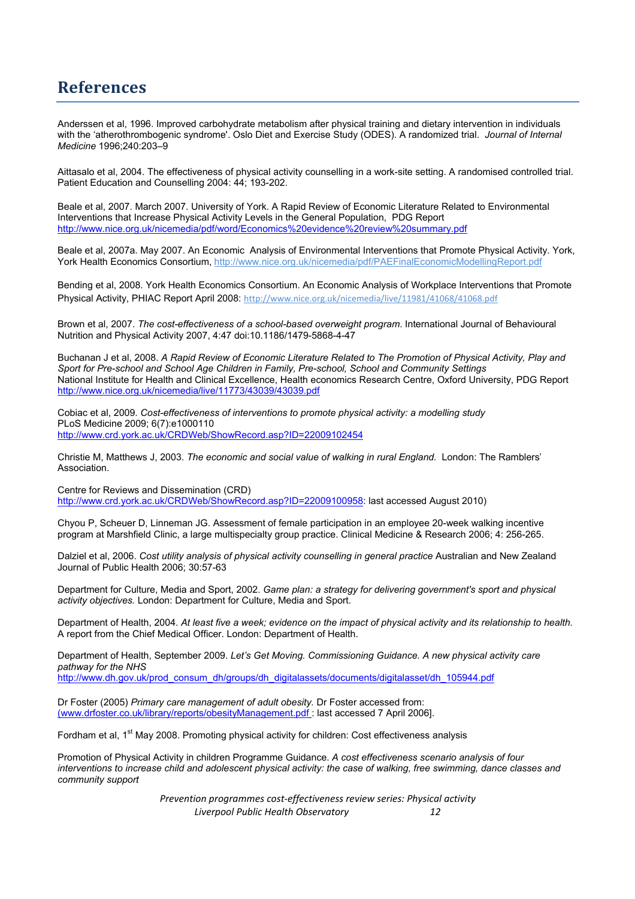# References

Anderssen et al, 1996. Improved carbohydrate metabolism after physical training and dietary intervention in individuals with the 'atherothrombogenic syndrome'. Oslo Diet and Exercise Study (ODES). A randomized trial. *Journal of Internal Medicine* 1996;240:203–9

Aittasalo et al, 2004. The effectiveness of physical activity counselling in a work-site setting. A randomised controlled trial. Patient Education and Counselling 2004: 44; 193-202.

Beale et al, 2007. March 2007. University of York. A Rapid Review of Economic Literature Related to Environmental Interventions that Increase Physical Activity Levels in the General Population, PDG Report
http://www.nice.org.uk/nicemedia/pdf/word/Economics%20evidence%20review%20summary.pdf

Beale et al, 2007a. May 2007. An Economic Analysis of Environmental Interventions that Promote Physical Activity. York, York Health Economics Consortium, http://www.nice.org.uk/nicemedia/pdf/PAEFinalEconomicModellingReport.pdf

Bending et al, 2008. York Health Economics Consortium. An Economic Analysis of Workplace Interventions that Promote Physical Activity, PHIAC Report April 2008: http://www.nice.org.uk/nicemedia/live/11981/41068/41068.pdf

Brown et al, 2007. *The cost-effectiveness of a school-based overweight program*. International Journal of Behavioural Nutrition and Physical Activity 2007, 4:47 doi:10.1186/1479-5868-4-47

Buchanan J et al, 2008. *A Rapid Review of Economic Literature Related to The Promotion of Physical Activity, Play and Sport for Pre-school and School Age Children in Family, Pre-school, School and Community Settings*
National Institute for Health and Clinical Excellence, Health economics Research Centre, Oxford University, PDG Report
http://www.nice.org.uk/nicemedia/live/11773/43039/43039.pdf

Cobiac et al, 2009. *Cost-effectiveness of interventions to promote physical activity: a modelling study*
PLoS Medicine 2009; 6(7):e1000110
http://www.crd.york.ac.uk/CRDWeb/ShowRecord.asp?ID=22009102454

Christie M, Matthews J, 2003. *The economic and social value of walking in rural England.* London: The Ramblers' Association.

Centre for Reviews and Dissemination (CRD)
http://www.crd.york.ac.uk/CRDWeb/ShowRecord.asp?ID=22009100958: last accessed August 2010)

Chyou P, Scheuer D, Linneman JG. Assessment of female participation in an employee 20-week walking incentive program at Marshfield Clinic, a large multispecialty group practice. Clinical Medicine & Research 2006; 4: 256-265.

Dalziel et al, 2006. *Cost utility analysis of physical activity counselling in general practice* Australian and New Zealand Journal of Public Health 2006; 30:57-63

Department for Culture, Media and Sport, 2002. *Game plan: a strategy for delivering government's sport and physical activity objectives.* London: Department for Culture, Media and Sport.

Department of Health, 2004. *At least five a week; evidence on the impact of physical activity and its relationship to health.* A report from the Chief Medical Officer. London: Department of Health.

Department of Health, September 2009. *Let's Get Moving. Commissioning Guidance. A new physical activity care pathway for the NHS*
http://www.dh.gov.uk/prod_consum_dh/groups/dh_digitalassets/documents/digitalasset/dh_105944.pdf

Dr Foster (2005) *Primary care management of adult obesity.* Dr Foster accessed from: (www.drfoster.co.uk/library/reports/obesityManagement.pdf : last accessed 7 April 2006].

Fordham et al, 1st May 2008. Promoting physical activity for children: Cost effectiveness analysis

Promotion of Physical Activity in children Programme Guidance. *A cost effectiveness scenario analysis of four interventions to increase child and adolescent physical activity: the case of walking, free swimming, dance classes and community support*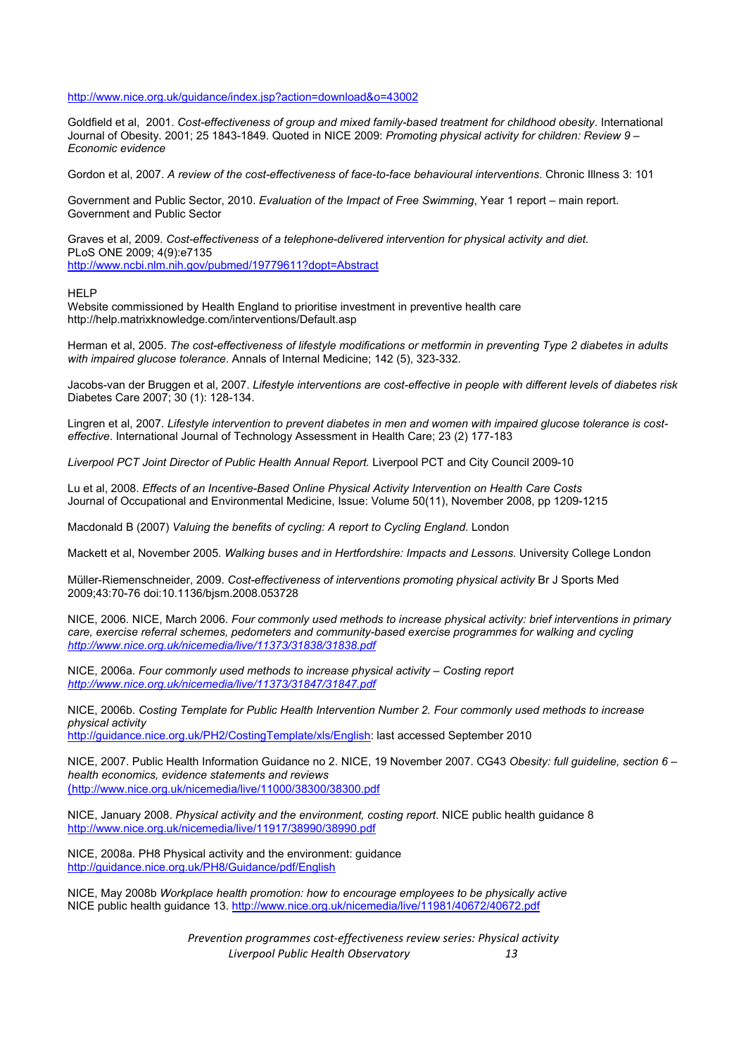http://www.nice.org.uk/guidance/index.jsp?action=download&o=43002

Goldfield et al, 2001. *Cost-effectiveness of group and mixed family-based treatment for childhood obesity*. International Journal of Obesity. 2001; 25 1843-1849. Quoted in NICE 2009: *Promoting physical activity for children: Review 9 – Economic evidence*

Gordon et al, 2007. *A review of the cost-effectiveness of face-to-face behavioural interventions*. Chronic Illness 3: 101

Government and Public Sector, 2010. *Evaluation of the Impact of Free Swimming*, Year 1 report – main report. Government and Public Sector

Graves et al, 2009. *Cost-effectiveness of a telephone-delivered intervention for physical activity and diet.* PLoS ONE 2009; 4(9):e7135
http://www.ncbi.nlm.nih.gov/pubmed/19779611?dopt=Abstract

HELP
Website commissioned by Health England to prioritise investment in preventive health care
http://help.matrixknowledge.com/interventions/Default.asp

Herman et al, 2005. *The cost-effectiveness of lifestyle modifications or metformin in preventing Type 2 diabetes in adults with impaired glucose tolerance.* Annals of Internal Medicine; 142 (5), 323-332.

Jacobs-van der Bruggen et al, 2007. *Lifestyle interventions are cost-effective in people with different levels of diabetes risk* Diabetes Care 2007; 30 (1): 128-134.

Lingren et al, 2007. *Lifestyle intervention to prevent diabetes in men and women with impaired glucose tolerance is cost-effective*. International Journal of Technology Assessment in Health Care; 23 (2) 177-183

*Liverpool PCT Joint Director of Public Health Annual Report.* Liverpool PCT and City Council 2009-10

Lu et al, 2008. *Effects of an Incentive-Based Online Physical Activity Intervention on Health Care Costs* Journal of Occupational and Environmental Medicine, Issue: Volume 50(11), November 2008, pp 1209-1215

Macdonald B (2007) *Valuing the benefits of cycling: A report to Cycling England*. London

Mackett et al, November 2005. *Walking buses and in Hertfordshire: Impacts and Lessons.* University College London

Müller-Riemenschneider, 2009. *Cost-effectiveness of interventions promoting physical activity* Br J Sports Med 2009;43:70-76 doi:10.1136/bjsm.2008.053728

NICE, 2006. NICE, March 2006. *Four commonly used methods to increase physical activity: brief interventions in primary care, exercise referral schemes, pedometers and community-based exercise programmes for walking and cycling*
*http://www.nice.org.uk/nicemedia/live/11373/31838/31838.pdf*

NICE, 2006a. *Four commonly used methods to increase physical activity – Costing report*
*http://www.nice.org.uk/nicemedia/live/11373/31847/31847.pdf*

NICE, 2006b. *Costing Template for Public Health Intervention Number 2. Four commonly used methods to increase physical activity*
http://guidance.nice.org.uk/PH2/CostingTemplate/xls/English: last accessed September 2010

NICE, 2007. Public Health Information Guidance no 2. NICE, 19 November 2007. CG43 *Obesity: full guideline, section 6 – health economics, evidence statements and reviews*
(http://www.nice.org.uk/nicemedia/live/11000/38300/38300.pdf

NICE, January 2008. *Physical activity and the environment, costing report*. NICE public health guidance 8
http://www.nice.org.uk/nicemedia/live/11917/38990/38990.pdf

NICE, 2008a. PH8 Physical activity and the environment: guidance
http://guidance.nice.org.uk/PH8/Guidance/pdf/English

NICE, May 2008b *Workplace health promotion: how to encourage employees to be physically active*
NICE public health guidance 13. http://www.nice.org.uk/nicemedia/live/11981/40672/40672.pdf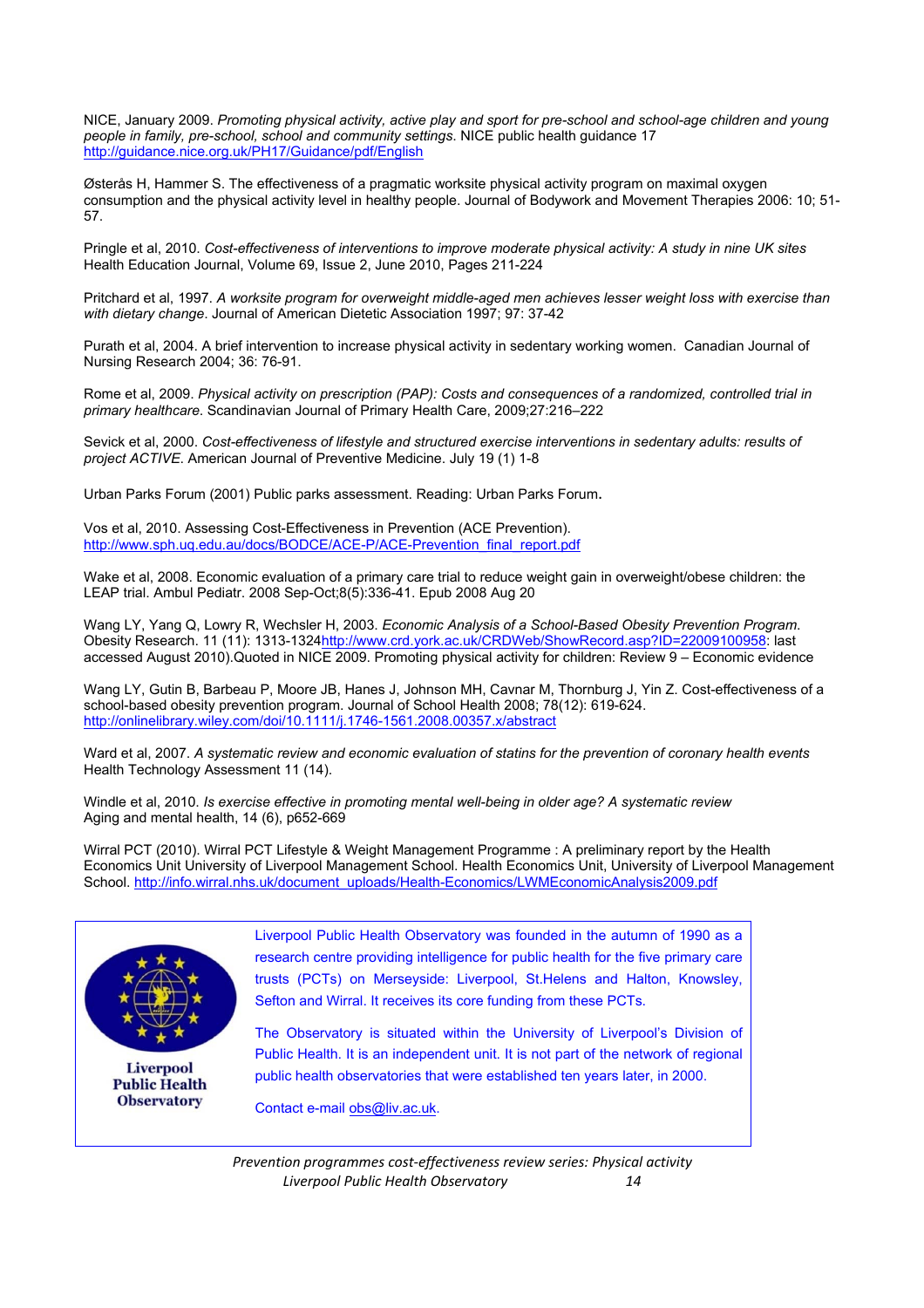NICE, January 2009. *Promoting physical activity, active play and sport for pre-school and school-age children and young people in family, pre-school, school and community settings*. NICE public health guidance 17 http://guidance.nice.org.uk/PH17/Guidance/pdf/English

Østerås H, Hammer S. The effectiveness of a pragmatic worksite physical activity program on maximal oxygen consumption and the physical activity level in healthy people. Journal of Bodywork and Movement Therapies 2006: 10; 51-57.

Pringle et al, 2010. *Cost-effectiveness of interventions to improve moderate physical activity: A study in nine UK sites* Health Education Journal, Volume 69, Issue 2, June 2010, Pages 211-224

Pritchard et al, 1997. *A worksite program for overweight middle-aged men achieves lesser weight loss with exercise than with dietary change*. Journal of American Dietetic Association 1997; 97: 37-42

Purath et al, 2004. A brief intervention to increase physical activity in sedentary working women. Canadian Journal of Nursing Research 2004; 36: 76-91.

Rome et al, 2009. *Physical activity on prescription (PAP): Costs and consequences of a randomized, controlled trial in primary healthcare*. Scandinavian Journal of Primary Health Care, 2009;27:216–222

Sevick et al, 2000. *Cost-effectiveness of lifestyle and structured exercise interventions in sedentary adults: results of project ACTIVE*. American Journal of Preventive Medicine. July 19 (1) 1-8

Urban Parks Forum (2001) Public parks assessment. Reading: Urban Parks Forum.

Vos et al, 2010. Assessing Cost-Effectiveness in Prevention (ACE Prevention). http://www.sph.uq.edu.au/docs/BODCE/ACE-P/ACE-Prevention_final_report.pdf

Wake et al, 2008. Economic evaluation of a primary care trial to reduce weight gain in overweight/obese children: the LEAP trial. Ambul Pediatr. 2008 Sep-Oct;8(5):336-41. Epub 2008 Aug 20

Wang LY, Yang Q, Lowry R, Wechsler H, 2003. *Economic Analysis of a School-Based Obesity Prevention Program*. Obesity Research. 11 (11): 1313-1324http://www.crd.york.ac.uk/CRDWeb/ShowRecord.asp?ID=22009100958: last accessed August 2010).Quoted in NICE 2009. Promoting physical activity for children: Review 9 – Economic evidence

Wang LY, Gutin B, Barbeau P, Moore JB, Hanes J, Johnson MH, Cavnar M, Thornburg J, Yin Z. Cost-effectiveness of a school-based obesity prevention program. Journal of School Health 2008; 78(12): 619-624. http://onlinelibrary.wiley.com/doi/10.1111/j.1746-1561.2008.00357.x/abstract

Ward et al, 2007. *A systematic review and economic evaluation of statins for the prevention of coronary health events* Health Technology Assessment 11 (14).

Windle et al, 2010. *Is exercise effective in promoting mental well-being in older age? A systematic review* Aging and mental health, 14 (6), p652-669

Wirral PCT (2010). Wirral PCT Lifestyle & Weight Management Programme : A preliminary report by the Health Economics Unit University of Liverpool Management School. Health Economics Unit, University of Liverpool Management School. http://info.wirral.nhs.uk/document_uploads/Health-Economics/LWMEconomicAnalysis2009.pdf

**Liverpool Public Health Observatory**

Liverpool Public Health Observatory was founded in the autumn of 1990 as a research centre providing intelligence for public health for the five primary care trusts (PCTs) on Merseyside: Liverpool, St.Helens and Halton, Knowsley, Sefton and Wirral. It receives its core funding from these PCTs.

The Observatory is situated within the University of Liverpool's Division of Public Health. It is an independent unit. It is not part of the network of regional public health observatories that were established ten years later, in 2000.

Contact e-mail obs@liv.ac.uk.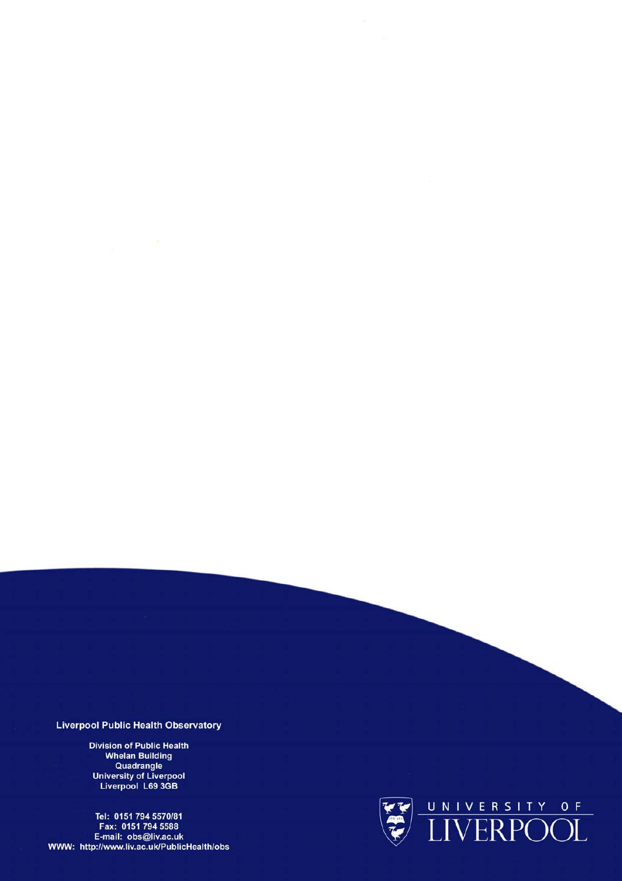**Liverpool Public Health Observatory**

Division of Public Health
Whelan Building
Quadrangle
University of Liverpool
Liverpool L69 3GB

Tel: 0151 794 5570/81
Fax: 0151 794 5588
E-mail: obs@liv.ac.uk
WWW: http://www.liv.ac.uk/PublicHealth/obs

UNIVERSITY OF LIVERPOOL